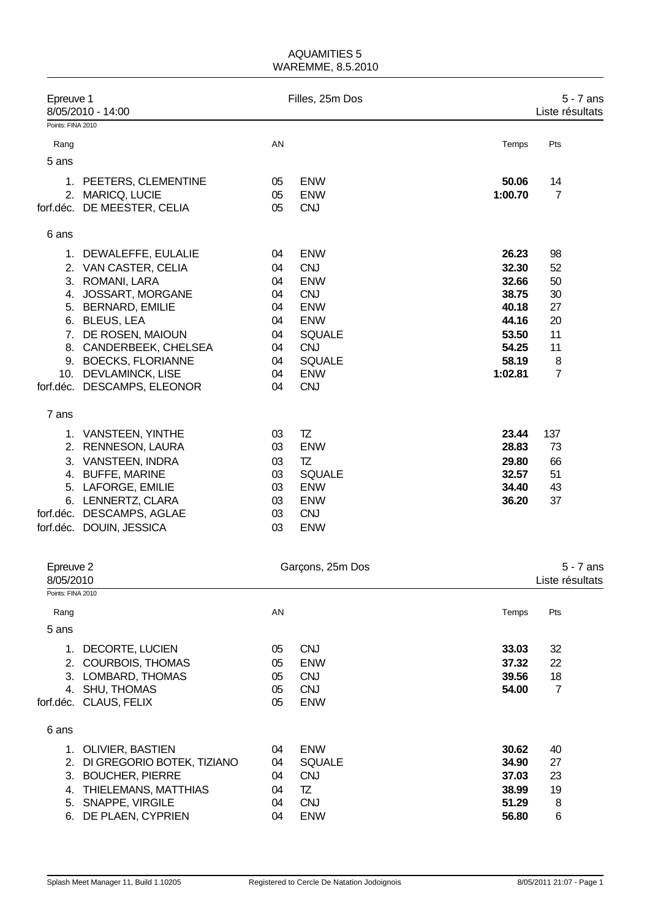# AQUAMITIES 5
## WAREMME, 8.5.2010

**Epreuve 1** — Filles, 25m Dos — 5 - 7 ans
8/05/2010 - 14:00 — Liste résultats
Points: FINA 2010

| Rang | | AN | | Temps | Pts |
|---|---|---|---|---|---|
| **5 ans** | | | | | |
| 1. | PEETERS, CLEMENTINE | 05 | ENW | **50.06** | 14 |
| 2. | MARICQ, LUCIE | 05 | ENW | **1:00.70** | 7 |
| forf.déc. | DE MEESTER, CELIA | 05 | CNJ | | |
| **6 ans** | | | | | |
| 1. | DEWALEFFE, EULALIE | 04 | ENW | **26.23** | 98 |
| 2. | VAN CASTER, CELIA | 04 | CNJ | **32.30** | 52 |
| 3. | ROMANI, LARA | 04 | ENW | **32.66** | 50 |
| 4. | JOSSART, MORGANE | 04 | CNJ | **38.75** | 30 |
| 5. | BERNARD, EMILIE | 04 | ENW | **40.18** | 27 |
| 6. | BLEUS, LEA | 04 | ENW | **44.16** | 20 |
| 7. | DE ROSEN, MAIOUN | 04 | SQUALE | **53.50** | 11 |
| 8. | CANDERBEEK, CHELSEA | 04 | CNJ | **54.25** | 11 |
| 9. | BOECKS, FLORIANNE | 04 | SQUALE | **58.19** | 8 |
| 10. | DEVLAMINCK, LISE | 04 | ENW | **1:02.81** | 7 |
| forf.déc. | DESCAMPS, ELEONOR | 04 | CNJ | | |
| **7 ans** | | | | | |
| 1. | VANSTEEN, YINTHE | 03 | TZ | **23.44** | 137 |
| 2. | RENNESON, LAURA | 03 | ENW | **28.83** | 73 |
| 3. | VANSTEEN, INDRA | 03 | TZ | **29.80** | 66 |
| 4. | BUFFE, MARINE | 03 | SQUALE | **32.57** | 51 |
| 5. | LAFORGE, EMILIE | 03 | ENW | **34.40** | 43 |
| 6. | LENNERTZ, CLARA | 03 | ENW | **36.20** | 37 |
| forf.déc. | DESCAMPS, AGLAE | 03 | CNJ | | |
| forf.déc. | DOUIN, JESSICA | 03 | ENW | | |

**Epreuve 2** — Garçons, 25m Dos — 5 - 7 ans
8/05/2010 — Liste résultats
Points: FINA 2010

| Rang | | AN | | Temps | Pts |
|---|---|---|---|---|---|
| **5 ans** | | | | | |
| 1. | DECORTE, LUCIEN | 05 | CNJ | **33.03** | 32 |
| 2. | COURBOIS, THOMAS | 05 | ENW | **37.32** | 22 |
| 3. | LOMBARD, THOMAS | 05 | CNJ | **39.56** | 18 |
| 4. | SHU, THOMAS | 05 | CNJ | **54.00** | 7 |
| forf.déc. | CLAUS, FELIX | 05 | ENW | | |
| **6 ans** | | | | | |
| 1. | OLIVIER, BASTIEN | 04 | ENW | **30.62** | 40 |
| 2. | DI GREGORIO BOTEK, TIZIANO | 04 | SQUALE | **34.90** | 27 |
| 3. | BOUCHER, PIERRE | 04 | CNJ | **37.03** | 23 |
| 4. | THIELEMANS, MATTHIAS | 04 | TZ | **38.99** | 19 |
| 5. | SNAPPE, VIRGILE | 04 | CNJ | **51.29** | 8 |
| 6. | DE PLAEN, CYPRIEN | 04 | ENW | **56.80** | 6 |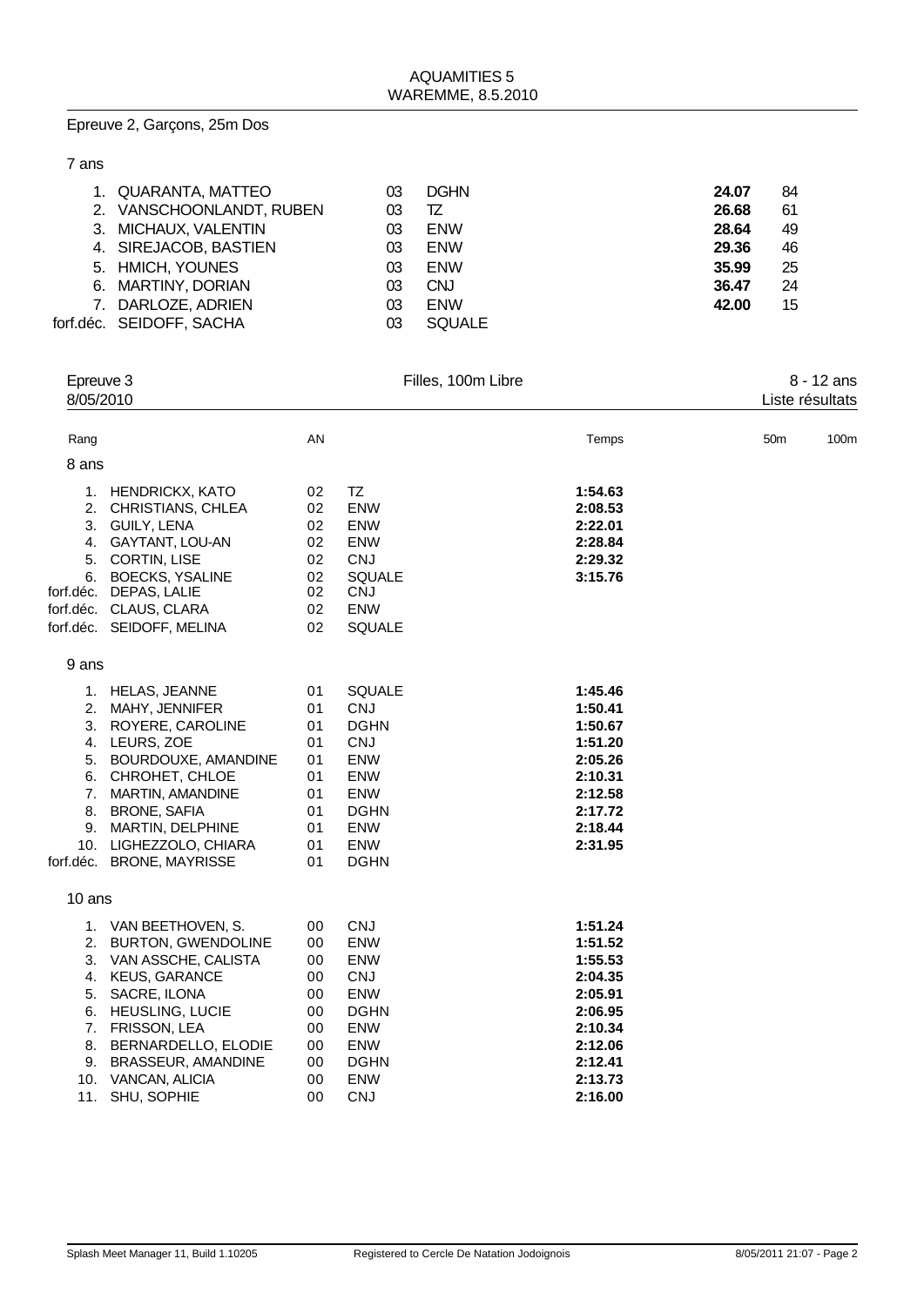AQUAMITIES 5
WAREMME, 8.5.2010

Epreuve 2, Garçons, 25m Dos

7 ans

| Rang | Nom | AN | Club | Temps | Points |
|---|---|---|---|---|---|
| 1. | QUARANTA, MATTEO | 03 | DGHN | **24.07** | 84 |
| 2. | VANSCHOONLANDT, RUBEN | 03 | TZ | **26.68** | 61 |
| 3. | MICHAUX, VALENTIN | 03 | ENW | **28.64** | 49 |
| 4. | SIREJACOB, BASTIEN | 03 | ENW | **29.36** | 46 |
| 5. | HMICH, YOUNES | 03 | ENW | **35.99** | 25 |
| 6. | MARTINY, DORIAN | 03 | CNJ | **36.47** | 24 |
| 7. | DARLOZE, ADRIEN | 03 | ENW | **42.00** | 15 |
| forf.déc. | SEIDOFF, SACHA | 03 | SQUALE | | |

Epreuve 3 — Filles, 100m Libre — 8 - 12 ans
8/05/2010 — Liste résultats

| Rang | | AN | | Temps | 50m | 100m |
|---|---|---|---|---|---|---|
| **8 ans** | | | | | | |
| 1. | HENDRICKX, KATO | 02 | TZ | **1:54.63** | | |
| 2. | CHRISTIANS, CHLEA | 02 | ENW | **2:08.53** | | |
| 3. | GUILY, LENA | 02 | ENW | **2:22.01** | | |
| 4. | GAYTANT, LOU-AN | 02 | ENW | **2:28.84** | | |
| 5. | CORTIN, LISE | 02 | CNJ | **2:29.32** | | |
| 6. | BOECKS, YSALINE | 02 | SQUALE | **3:15.76** | | |
| forf.déc. | DEPAS, LALIE | 02 | CNJ | | | |
| forf.déc. | CLAUS, CLARA | 02 | ENW | | | |
| forf.déc. | SEIDOFF, MELINA | 02 | SQUALE | | | |
| **9 ans** | | | | | | |
| 1. | HELAS, JEANNE | 01 | SQUALE | **1:45.46** | | |
| 2. | MAHY, JENNIFER | 01 | CNJ | **1:50.41** | | |
| 3. | ROYERE, CAROLINE | 01 | DGHN | **1:50.67** | | |
| 4. | LEURS, ZOE | 01 | CNJ | **1:51.20** | | |
| 5. | BOURDOUXE, AMANDINE | 01 | ENW | **2:05.26** | | |
| 6. | CHROHET, CHLOE | 01 | ENW | **2:10.31** | | |
| 7. | MARTIN, AMANDINE | 01 | ENW | **2:12.58** | | |
| 8. | BRONE, SAFIA | 01 | DGHN | **2:17.72** | | |
| 9. | MARTIN, DELPHINE | 01 | ENW | **2:18.44** | | |
| 10. | LIGHEZZOLO, CHIARA | 01 | ENW | **2:31.95** | | |
| forf.déc. | BRONE, MAYRISSE | 01 | DGHN | | | |
| **10 ans** | | | | | | |
| 1. | VAN BEETHOVEN, S. | 00 | CNJ | **1:51.24** | | |
| 2. | BURTON, GWENDOLINE | 00 | ENW | **1:51.52** | | |
| 3. | VAN ASSCHE, CALISTA | 00 | ENW | **1:55.53** | | |
| 4. | KEUS, GARANCE | 00 | CNJ | **2:04.35** | | |
| 5. | SACRE, ILONA | 00 | ENW | **2:05.91** | | |
| 6. | HEUSLING, LUCIE | 00 | DGHN | **2:06.95** | | |
| 7. | FRISSON, LEA | 00 | ENW | **2:10.34** | | |
| 8. | BERNARDELLO, ELODIE | 00 | ENW | **2:12.06** | | |
| 9. | BRASSEUR, AMANDINE | 00 | DGHN | **2:12.41** | | |
| 10. | VANCAN, ALICIA | 00 | ENW | **2:13.73** | | |
| 11. | SHU, SOPHIE | 00 | CNJ | **2:16.00** | | |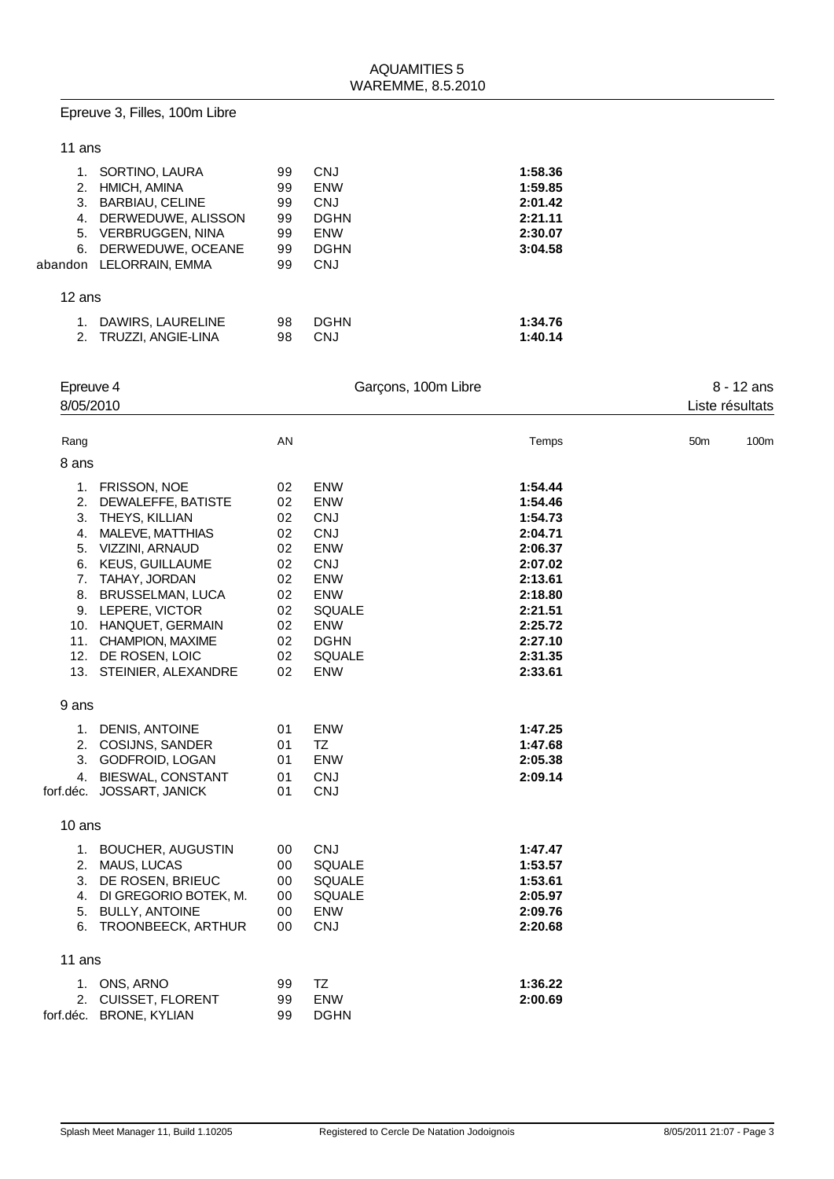Epreuve 3, Filles, 100m Libre

11 ans

| | | | | |
|---|---|---|---|---|
| 1. | SORTINO, LAURA | 99 | CNJ | **1:58.36** |
| 2. | HMICH, AMINA | 99 | ENW | **1:59.85** |
| 3. | BARBIAU, CELINE | 99 | CNJ | **2:01.42** |
| 4. | DERWEDUWE, ALISSON | 99 | DGHN | **2:21.11** |
| 5. | VERBRUGGEN, NINA | 99 | ENW | **2:30.07** |
| 6. | DERWEDUWE, OCEANE | 99 | DGHN | **3:04.58** |
| abandon | LELORRAIN, EMMA | 99 | CNJ | |

12 ans

| | | | | |
|---|---|---|---|---|
| 1. | DAWIRS, LAURELINE | 98 | DGHN | **1:34.76** |
| 2. | TRUZZI, ANGIE-LINA | 98 | CNJ | **1:40.14** |

Epreuve 4 — Garçons, 100m Libre — 8 - 12 ans

8/05/2010 — Liste résultats

| Rang | | AN | | Temps | 50m | 100m |
|---|---|---|---|---|---|---|
| **8 ans** | | | | | | |
| 1. | FRISSON, NOE | 02 | ENW | **1:54.44** | | |
| 2. | DEWALEFFE, BATISTE | 02 | ENW | **1:54.46** | | |
| 3. | THEYS, KILLIAN | 02 | CNJ | **1:54.73** | | |
| 4. | MALEVE, MATTHIAS | 02 | CNJ | **2:04.71** | | |
| 5. | VIZZINI, ARNAUD | 02 | ENW | **2:06.37** | | |
| 6. | KEUS, GUILLAUME | 02 | CNJ | **2:07.02** | | |
| 7. | TAHAY, JORDAN | 02 | ENW | **2:13.61** | | |
| 8. | BRUSSELMAN, LUCA | 02 | ENW | **2:18.80** | | |
| 9. | LEPERE, VICTOR | 02 | SQUALE | **2:21.51** | | |
| 10. | HANQUET, GERMAIN | 02 | ENW | **2:25.72** | | |
| 11. | CHAMPION, MAXIME | 02 | DGHN | **2:27.10** | | |
| 12. | DE ROSEN, LOIC | 02 | SQUALE | **2:31.35** | | |
| 13. | STEINIER, ALEXANDRE | 02 | ENW | **2:33.61** | | |
| **9 ans** | | | | | | |
| 1. | DENIS, ANTOINE | 01 | ENW | **1:47.25** | | |
| 2. | COSIJNS, SANDER | 01 | TZ | **1:47.68** | | |
| 3. | GODFROID, LOGAN | 01 | ENW | **2:05.38** | | |
| 4. | BIESWAL, CONSTANT | 01 | CNJ | **2:09.14** | | |
| forf.déc. | JOSSART, JANICK | 01 | CNJ | | | |
| **10 ans** | | | | | | |
| 1. | BOUCHER, AUGUSTIN | 00 | CNJ | **1:47.47** | | |
| 2. | MAUS, LUCAS | 00 | SQUALE | **1:53.57** | | |
| 3. | DE ROSEN, BRIEUC | 00 | SQUALE | **1:53.61** | | |
| 4. | DI GREGORIO BOTEK, M. | 00 | SQUALE | **2:05.97** | | |
| 5. | BULLY, ANTOINE | 00 | ENW | **2:09.76** | | |
| 6. | TROONBEECK, ARTHUR | 00 | CNJ | **2:20.68** | | |
| **11 ans** | | | | | | |
| 1. | ONS, ARNO | 99 | TZ | **1:36.22** | | |
| 2. | CUISSET, FLORENT | 99 | ENW | **2:00.69** | | |
| forf.déc. | BRONE, KYLIAN | 99 | DGHN | | | |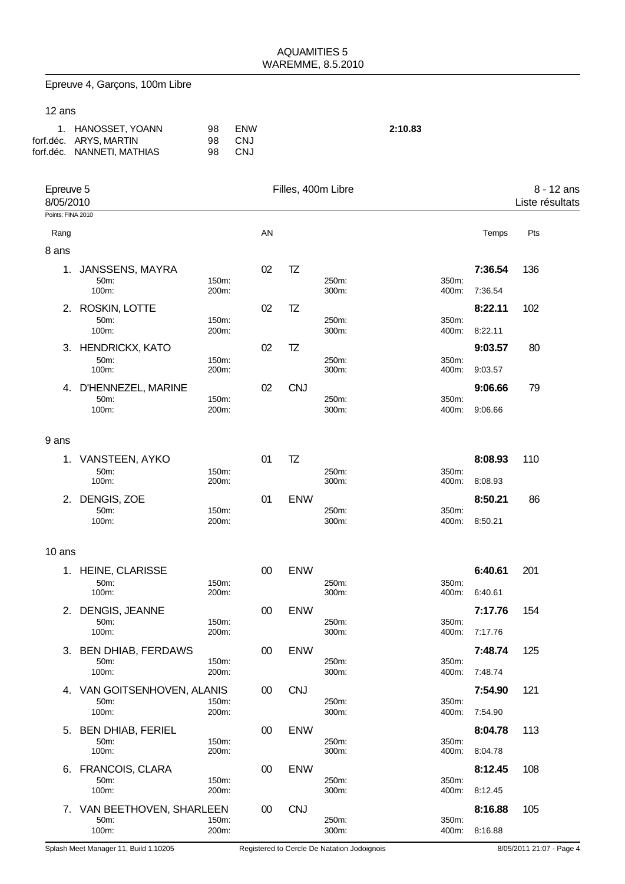## Epreuve 4, Garçons, 100m Libre

### 12 ans

| Rang | Nom | AN | Club | Temps |
|---|---|---|---|---|
| 1. | HANOSSET, YOANN | 98 | ENW | **2:10.83** |
| forf.déc. | ARYS, MARTIN | 98 | CNJ | |
| forf.déc. | NANNETI, MATHIAS | 98 | CNJ | |

## Epreuve 5 — Filles, 400m Libre — 8 - 12 ans

8/05/2010 — Liste résultats

Points: FINA 2010

### 8 ans

| Rang | Nom | AN | Club | 50m | 100m | 150m | 200m | 250m | 300m | 350m | 400m | Temps | Pts |
|---|---|---|---|---|---|---|---|---|---|---|---|---|---|
| 1. | JANSSENS, MAYRA | 02 | TZ | | | | | | | | 7:36.54 | **7:36.54** | 136 |
| 2. | ROSKIN, LOTTE | 02 | TZ | | | | | | | | 8:22.11 | **8:22.11** | 102 |
| 3. | HENDRICKX, KATO | 02 | TZ | | | | | | | | 9:03.57 | **9:03.57** | 80 |
| 4. | D'HENNEZEL, MARINE | 02 | CNJ | | | | | | | | 9:06.66 | **9:06.66** | 79 |

### 9 ans

| Rang | Nom | AN | Club | 50m | 100m | 150m | 200m | 250m | 300m | 350m | 400m | Temps | Pts |
|---|---|---|---|---|---|---|---|---|---|---|---|---|---|
| 1. | VANSTEEN, AYKO | 01 | TZ | | | | | | | | 8:08.93 | **8:08.93** | 110 |
| 2. | DENGIS, ZOE | 01 | ENW | | | | | | | | 8:50.21 | **8:50.21** | 86 |

### 10 ans

| Rang | Nom | AN | Club | 50m | 100m | 150m | 200m | 250m | 300m | 350m | 400m | Temps | Pts |
|---|---|---|---|---|---|---|---|---|---|---|---|---|---|
| 1. | HEINE, CLARISSE | 00 | ENW | | | | | | | | 6:40.61 | **6:40.61** | 201 |
| 2. | DENGIS, JEANNE | 00 | ENW | | | | | | | | 7:17.76 | **7:17.76** | 154 |
| 3. | BEN DHIAB, FERDAWS | 00 | ENW | | | | | | | | 7:48.74 | **7:48.74** | 125 |
| 4. | VAN GOITSENHOVEN, ALANIS | 00 | CNJ | | | | | | | | 7:54.90 | **7:54.90** | 121 |
| 5. | BEN DHIAB, FERIEL | 00 | ENW | | | | | | | | 8:04.78 | **8:04.78** | 113 |
| 6. | FRANCOIS, CLARA | 00 | ENW | | | | | | | | 8:12.45 | **8:12.45** | 108 |
| 7. | VAN BEETHOVEN, SHARLEEN | 00 | CNJ | | | | | | | | 8:16.88 | **8:16.88** | 105 |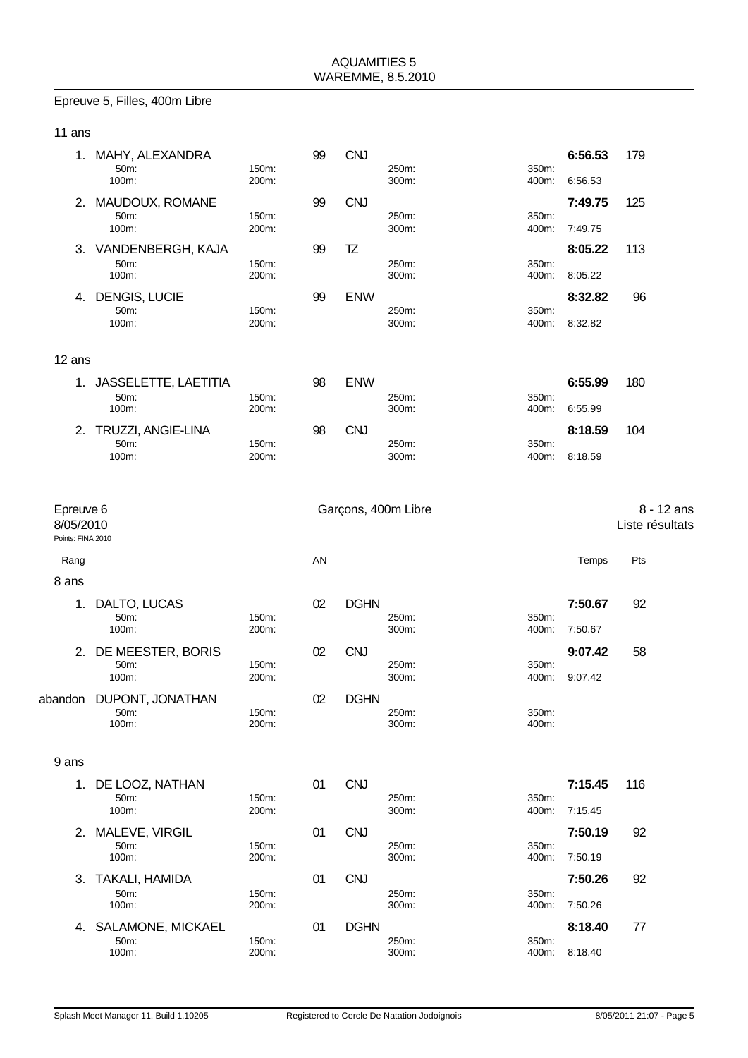AQUAMITIES 5
WAREMME, 8.5.2010

## Epreuve 5, Filles, 400m Libre

### 11 ans

| Rang | Nom | | AN | Club | | | Temps | Pts |
|---|---|---|---|---|---|---|---|---|
| 1. | MAHY, ALEXANDRA | | 99 | CNJ | | | **6:56.53** | 179 |
| | 50m: | 150m: | | | 250m: | 350m: | | |
| | 100m: | 200m: | | | 300m: | 400m: | 6:56.53 | |
| 2. | MAUDOUX, ROMANE | | 99 | CNJ | | | **7:49.75** | 125 |
| | 50m: | 150m: | | | 250m: | 350m: | | |
| | 100m: | 200m: | | | 300m: | 400m: | 7:49.75 | |
| 3. | VANDENBERGH, KAJA | | 99 | TZ | | | **8:05.22** | 113 |
| | 50m: | 150m: | | | 250m: | 350m: | | |
| | 100m: | 200m: | | | 300m: | 400m: | 8:05.22 | |
| 4. | DENGIS, LUCIE | | 99 | ENW | | | **8:32.82** | 96 |
| | 50m: | 150m: | | | 250m: | 350m: | | |
| | 100m: | 200m: | | | 300m: | 400m: | 8:32.82 | |

### 12 ans

| Rang | Nom | | AN | Club | | | Temps | Pts |
|---|---|---|---|---|---|---|---|---|
| 1. | JASSELETTE, LAETITIA | | 98 | ENW | | | **6:55.99** | 180 |
| | 50m: | 150m: | | | 250m: | 350m: | | |
| | 100m: | 200m: | | | 300m: | 400m: | 6:55.99 | |
| 2. | TRUZZI, ANGIE-LINA | | 98 | CNJ | | | **8:18.59** | 104 |
| | 50m: | 150m: | | | 250m: | 350m: | | |
| | 100m: | 200m: | | | 300m: | 400m: | 8:18.59 | |

## Epreuve 6 — Garçons, 400m Libre — 8 - 12 ans

8/05/2010 — Liste résultats

Points: FINA 2010

### 8 ans

| Rang | Nom | | AN | Club | | | Temps | Pts |
|---|---|---|---|---|---|---|---|---|
| 1. | DALTO, LUCAS | | 02 | DGHN | | | **7:50.67** | 92 |
| | 50m: | 150m: | | | 250m: | 350m: | | |
| | 100m: | 200m: | | | 300m: | 400m: | 7:50.67 | |
| 2. | DE MEESTER, BORIS | | 02 | CNJ | | | **9:07.42** | 58 |
| | 50m: | 150m: | | | 250m: | 350m: | | |
| | 100m: | 200m: | | | 300m: | 400m: | 9:07.42 | |
| abandon | DUPONT, JONATHAN | | 02 | DGHN | | | | |
| | 50m: | 150m: | | | 250m: | 350m: | | |
| | 100m: | 200m: | | | 300m: | 400m: | | |

### 9 ans

| Rang | Nom | | AN | Club | | | Temps | Pts |
|---|---|---|---|---|---|---|---|---|
| 1. | DE LOOZ, NATHAN | | 01 | CNJ | | | **7:15.45** | 116 |
| | 50m: | 150m: | | | 250m: | 350m: | | |
| | 100m: | 200m: | | | 300m: | 400m: | 7:15.45 | |
| 2. | MALEVE, VIRGIL | | 01 | CNJ | | | **7:50.19** | 92 |
| | 50m: | 150m: | | | 250m: | 350m: | | |
| | 100m: | 200m: | | | 300m: | 400m: | 7:50.19 | |
| 3. | TAKALI, HAMIDA | | 01 | CNJ | | | **7:50.26** | 92 |
| | 50m: | 150m: | | | 250m: | 350m: | | |
| | 100m: | 200m: | | | 300m: | 400m: | 7:50.26 | |
| 4. | SALAMONE, MICKAEL | | 01 | DGHN | | | **8:18.40** | 77 |
| | 50m: | 150m: | | | 250m: | 350m: | | |
| | 100m: | 200m: | | | 300m: | 400m: | 8:18.40 | |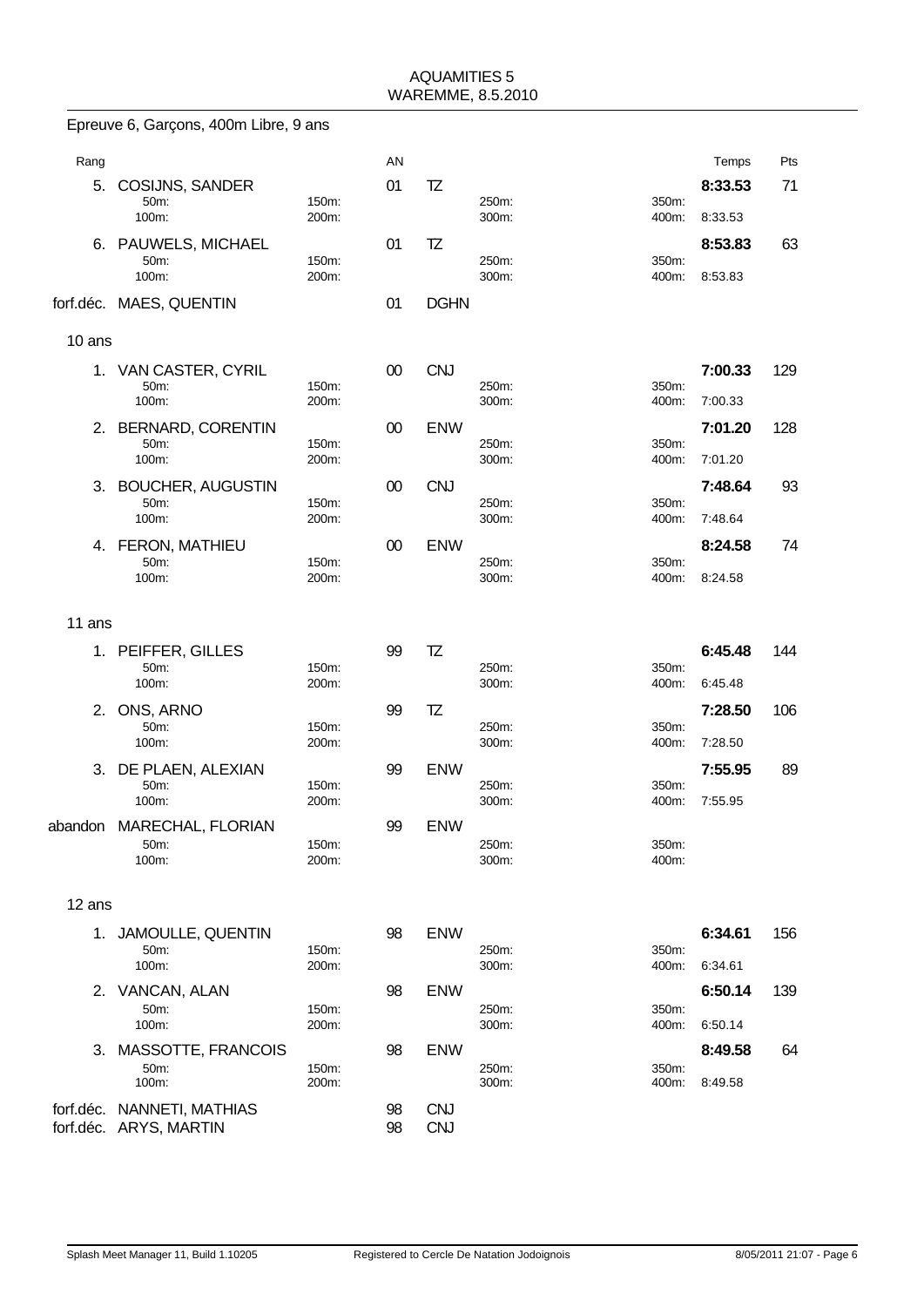AQUAMITIES 5
WAREMME, 8.5.2010

## Epreuve 6, Garçons, 400m Libre, 9 ans

| Rang | Nom | | AN | Club | | | Temps | Pts |
|---|---|---|---|---|---|---|---|---|
| 5. | COSIJNS, SANDER | | 01 | TZ | | | **8:33.53** | 71 |
| | 50m: | 150m: | | | 250m: | 350m: | | |
| | 100m: | 200m: | | | 300m: | 400m: | 8:33.53 | |
| 6. | PAUWELS, MICHAEL | | 01 | TZ | | | **8:53.83** | 63 |
| | 50m: | 150m: | | | 250m: | 350m: | | |
| | 100m: | 200m: | | | 300m: | 400m: | 8:53.83 | |
| forf.déc. | MAES, QUENTIN | | 01 | DGHN | | | | |

### 10 ans

| Rang | Nom | | AN | Club | | | Temps | Pts |
|---|---|---|---|---|---|---|---|---|
| 1. | VAN CASTER, CYRIL | | 00 | CNJ | | | **7:00.33** | 129 |
| | 50m: | 150m: | | | 250m: | 350m: | | |
| | 100m: | 200m: | | | 300m: | 400m: | 7:00.33 | |
| 2. | BERNARD, CORENTIN | | 00 | ENW | | | **7:01.20** | 128 |
| | 50m: | 150m: | | | 250m: | 350m: | | |
| | 100m: | 200m: | | | 300m: | 400m: | 7:01.20 | |
| 3. | BOUCHER, AUGUSTIN | | 00 | CNJ | | | **7:48.64** | 93 |
| | 50m: | 150m: | | | 250m: | 350m: | | |
| | 100m: | 200m: | | | 300m: | 400m: | 7:48.64 | |
| 4. | FERON, MATHIEU | | 00 | ENW | | | **8:24.58** | 74 |
| | 50m: | 150m: | | | 250m: | 350m: | | |
| | 100m: | 200m: | | | 300m: | 400m: | 8:24.58 | |

### 11 ans

| Rang | Nom | | AN | Club | | | Temps | Pts |
|---|---|---|---|---|---|---|---|---|
| 1. | PEIFFER, GILLES | | 99 | TZ | | | **6:45.48** | 144 |
| | 50m: | 150m: | | | 250m: | 350m: | | |
| | 100m: | 200m: | | | 300m: | 400m: | 6:45.48 | |
| 2. | ONS, ARNO | | 99 | TZ | | | **7:28.50** | 106 |
| | 50m: | 150m: | | | 250m: | 350m: | | |
| | 100m: | 200m: | | | 300m: | 400m: | 7:28.50 | |
| 3. | DE PLAEN, ALEXIAN | | 99 | ENW | | | **7:55.95** | 89 |
| | 50m: | 150m: | | | 250m: | 350m: | | |
| | 100m: | 200m: | | | 300m: | 400m: | 7:55.95 | |
| abandon | MARECHAL, FLORIAN | | 99 | ENW | | | | |
| | 50m: | 150m: | | | 250m: | 350m: | | |
| | 100m: | 200m: | | | 300m: | 400m: | | |

### 12 ans

| Rang | Nom | | AN | Club | | | Temps | Pts |
|---|---|---|---|---|---|---|---|---|
| 1. | JAMOULLE, QUENTIN | | 98 | ENW | | | **6:34.61** | 156 |
| | 50m: | 150m: | | | 250m: | 350m: | | |
| | 100m: | 200m: | | | 300m: | 400m: | 6:34.61 | |
| 2. | VANCAN, ALAN | | 98 | ENW | | | **6:50.14** | 139 |
| | 50m: | 150m: | | | 250m: | 350m: | | |
| | 100m: | 200m: | | | 300m: | 400m: | 6:50.14 | |
| 3. | MASSOTTE, FRANCOIS | | 98 | ENW | | | **8:49.58** | 64 |
| | 50m: | 150m: | | | 250m: | 350m: | | |
| | 100m: | 200m: | | | 300m: | 400m: | 8:49.58 | |
| forf.déc. | NANNETI, MATHIAS | | 98 | CNJ | | | | |
| forf.déc. | ARYS, MARTIN | | 98 | CNJ | | | | |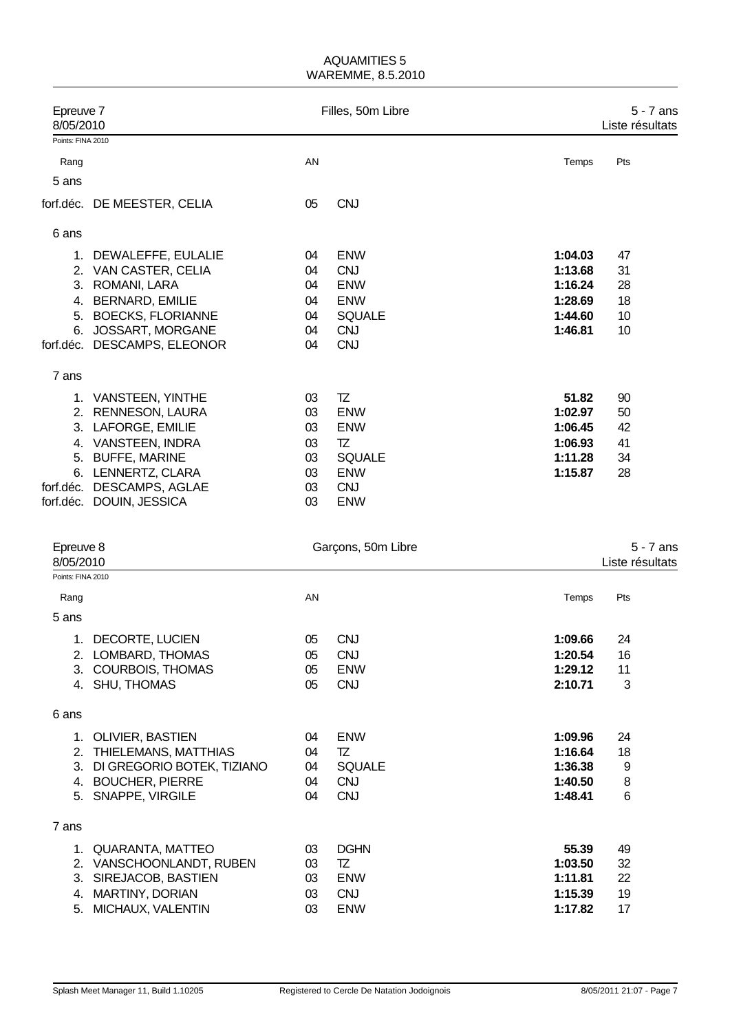AQUAMITIES 5
WAREMME, 8.5.2010

## Epreuve 7 — Filles, 50m Libre — 5 - 7 ans

8/05/2010 — Liste résultats

Points: FINA 2010

| Rang | | AN | | Temps | Pts |
|---|---|---|---|---|---|
| **5 ans** | | | | | |
| forf.déc. | DE MEESTER, CELIA | 05 | CNJ | | |
| **6 ans** | | | | | |
| 1. | DEWALEFFE, EULALIE | 04 | ENW | **1:04.03** | 47 |
| 2. | VAN CASTER, CELIA | 04 | CNJ | **1:13.68** | 31 |
| 3. | ROMANI, LARA | 04 | ENW | **1:16.24** | 28 |
| 4. | BERNARD, EMILIE | 04 | ENW | **1:28.69** | 18 |
| 5. | BOECKS, FLORIANNE | 04 | SQUALE | **1:44.60** | 10 |
| 6. | JOSSART, MORGANE | 04 | CNJ | **1:46.81** | 10 |
| forf.déc. | DESCAMPS, ELEONOR | 04 | CNJ | | |
| **7 ans** | | | | | |
| 1. | VANSTEEN, YINTHE | 03 | TZ | **51.82** | 90 |
| 2. | RENNESON, LAURA | 03 | ENW | **1:02.97** | 50 |
| 3. | LAFORGE, EMILIE | 03 | ENW | **1:06.45** | 42 |
| 4. | VANSTEEN, INDRA | 03 | TZ | **1:06.93** | 41 |
| 5. | BUFFE, MARINE | 03 | SQUALE | **1:11.28** | 34 |
| 6. | LENNERTZ, CLARA | 03 | ENW | **1:15.87** | 28 |
| forf.déc. | DESCAMPS, AGLAE | 03 | CNJ | | |
| forf.déc. | DOUIN, JESSICA | 03 | ENW | | |

## Epreuve 8 — Garçons, 50m Libre — 5 - 7 ans

8/05/2010 — Liste résultats

Points: FINA 2010

| Rang | | AN | | Temps | Pts |
|---|---|---|---|---|---|
| **5 ans** | | | | | |
| 1. | DECORTE, LUCIEN | 05 | CNJ | **1:09.66** | 24 |
| 2. | LOMBARD, THOMAS | 05 | CNJ | **1:20.54** | 16 |
| 3. | COURBOIS, THOMAS | 05 | ENW | **1:29.12** | 11 |
| 4. | SHU, THOMAS | 05 | CNJ | **2:10.71** | 3 |
| **6 ans** | | | | | |
| 1. | OLIVIER, BASTIEN | 04 | ENW | **1:09.96** | 24 |
| 2. | THIELEMANS, MATTHIAS | 04 | TZ | **1:16.64** | 18 |
| 3. | DI GREGORIO BOTEK, TIZIANO | 04 | SQUALE | **1:36.38** | 9 |
| 4. | BOUCHER, PIERRE | 04 | CNJ | **1:40.50** | 8 |
| 5. | SNAPPE, VIRGILE | 04 | CNJ | **1:48.41** | 6 |
| **7 ans** | | | | | |
| 1. | QUARANTA, MATTEO | 03 | DGHN | **55.39** | 49 |
| 2. | VANSCHOONLANDT, RUBEN | 03 | TZ | **1:03.50** | 32 |
| 3. | SIREJACOB, BASTIEN | 03 | ENW | **1:11.81** | 22 |
| 4. | MARTINY, DORIAN | 03 | CNJ | **1:15.39** | 19 |
| 5. | MICHAUX, VALENTIN | 03 | ENW | **1:17.82** | 17 |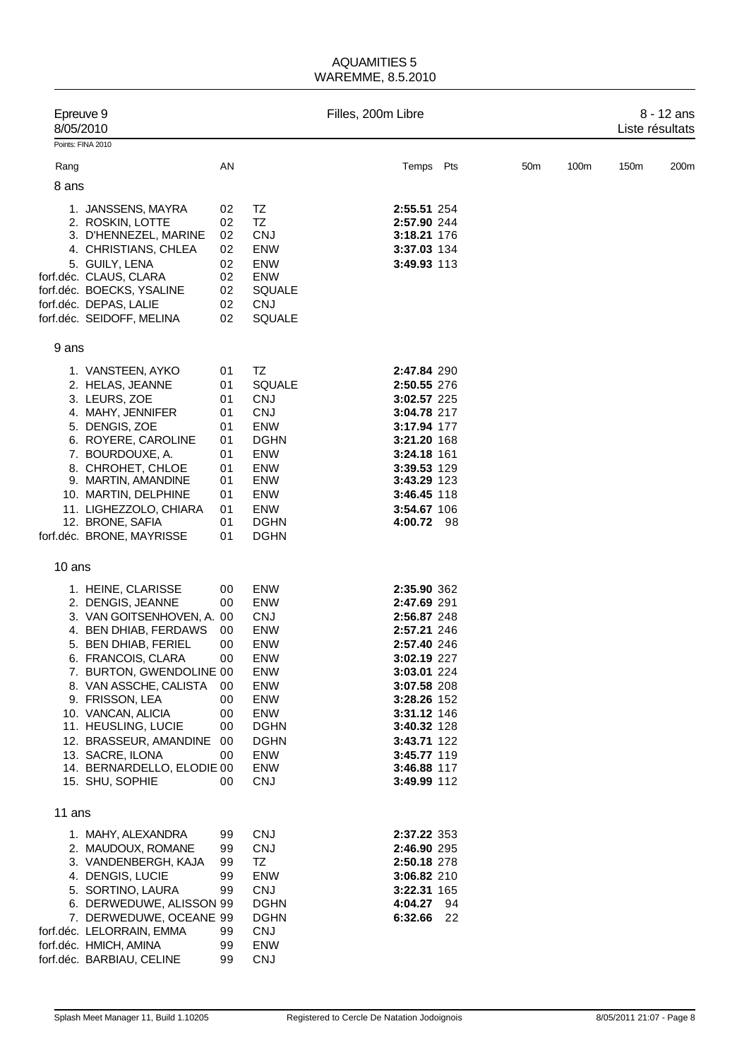AQUAMITIES 5
WAREMME, 8.5.2010

Epreuve 9 — Filles, 200m Libre — 8 - 12 ans
8/05/2010 — Liste résultats

Points: FINA 2010

| Rang | | AN | | Temps | Pts | 50m | 100m | 150m | 200m |
|---|---|---|---|---|---|---|---|---|---|
| **8 ans** | | | | | | | | | |
| 1. | JANSSENS, MAYRA | 02 | TZ | **2:55.51** | 254 | | | | |
| 2. | ROSKIN, LOTTE | 02 | TZ | **2:57.90** | 244 | | | | |
| 3. | D'HENNEZEL, MARINE | 02 | CNJ | **3:18.21** | 176 | | | | |
| 4. | CHRISTIANS, CHLEA | 02 | ENW | **3:37.03** | 134 | | | | |
| 5. | GUILY, LENA | 02 | ENW | **3:49.93** | 113 | | | | |
| forf.déc. | CLAUS, CLARA | 02 | ENW | | | | | | |
| forf.déc. | BOECKS, YSALINE | 02 | SQUALE | | | | | | |
| forf.déc. | DEPAS, LALIE | 02 | CNJ | | | | | | |
| forf.déc. | SEIDOFF, MELINA | 02 | SQUALE | | | | | | |
| **9 ans** | | | | | | | | | |
| 1. | VANSTEEN, AYKO | 01 | TZ | **2:47.84** | 290 | | | | |
| 2. | HELAS, JEANNE | 01 | SQUALE | **2:50.55** | 276 | | | | |
| 3. | LEURS, ZOE | 01 | CNJ | **3:02.57** | 225 | | | | |
| 4. | MAHY, JENNIFER | 01 | CNJ | **3:04.78** | 217 | | | | |
| 5. | DENGIS, ZOE | 01 | ENW | **3:17.94** | 177 | | | | |
| 6. | ROYERE, CAROLINE | 01 | DGHN | **3:21.20** | 168 | | | | |
| 7. | BOURDOUXE, A. | 01 | ENW | **3:24.18** | 161 | | | | |
| 8. | CHROHET, CHLOE | 01 | ENW | **3:39.53** | 129 | | | | |
| 9. | MARTIN, AMANDINE | 01 | ENW | **3:43.29** | 123 | | | | |
| 10. | MARTIN, DELPHINE | 01 | ENW | **3:46.45** | 118 | | | | |
| 11. | LIGHEZZOLO, CHIARA | 01 | ENW | **3:54.67** | 106 | | | | |
| 12. | BRONE, SAFIA | 01 | DGHN | **4:00.72** | 98 | | | | |
| forf.déc. | BRONE, MAYRISSE | 01 | DGHN | | | | | | |
| **10 ans** | | | | | | | | | |
| 1. | HEINE, CLARISSE | 00 | ENW | **2:35.90** | 362 | | | | |
| 2. | DENGIS, JEANNE | 00 | ENW | **2:47.69** | 291 | | | | |
| 3. | VAN GOITSENHOVEN, A. | 00 | CNJ | **2:56.87** | 248 | | | | |
| 4. | BEN DHIAB, FERDAWS | 00 | ENW | **2:57.21** | 246 | | | | |
| 5. | BEN DHIAB, FERIEL | 00 | ENW | **2:57.40** | 246 | | | | |
| 6. | FRANCOIS, CLARA | 00 | ENW | **3:02.19** | 227 | | | | |
| 7. | BURTON, GWENDOLINE | 00 | ENW | **3:03.01** | 224 | | | | |
| 8. | VAN ASSCHE, CALISTA | 00 | ENW | **3:07.58** | 208 | | | | |
| 9. | FRISSON, LEA | 00 | ENW | **3:28.26** | 152 | | | | |
| 10. | VANCAN, ALICIA | 00 | ENW | **3:31.12** | 146 | | | | |
| 11. | HEUSLING, LUCIE | 00 | DGHN | **3:40.32** | 128 | | | | |
| 12. | BRASSEUR, AMANDINE | 00 | DGHN | **3:43.71** | 122 | | | | |
| 13. | SACRE, ILONA | 00 | ENW | **3:45.77** | 119 | | | | |
| 14. | BERNARDELLO, ELODIE | 00 | ENW | **3:46.88** | 117 | | | | |
| 15. | SHU, SOPHIE | 00 | CNJ | **3:49.99** | 112 | | | | |
| **11 ans** | | | | | | | | | |
| 1. | MAHY, ALEXANDRA | 99 | CNJ | **2:37.22** | 353 | | | | |
| 2. | MAUDOUX, ROMANE | 99 | CNJ | **2:46.90** | 295 | | | | |
| 3. | VANDENBERGH, KAJA | 99 | TZ | **2:50.18** | 278 | | | | |
| 4. | DENGIS, LUCIE | 99 | ENW | **3:06.82** | 210 | | | | |
| 5. | SORTINO, LAURA | 99 | CNJ | **3:22.31** | 165 | | | | |
| 6. | DERWEDUWE, ALISSON | 99 | DGHN | **4:04.27** | 94 | | | | |
| 7. | DERWEDUWE, OCEANE | 99 | DGHN | **6:32.66** | 22 | | | | |
| forf.déc. | LELORRAIN, EMMA | 99 | CNJ | | | | | | |
| forf.déc. | HMICH, AMINA | 99 | ENW | | | | | | |
| forf.déc. | BARBIAU, CELINE | 99 | CNJ | | | | | | |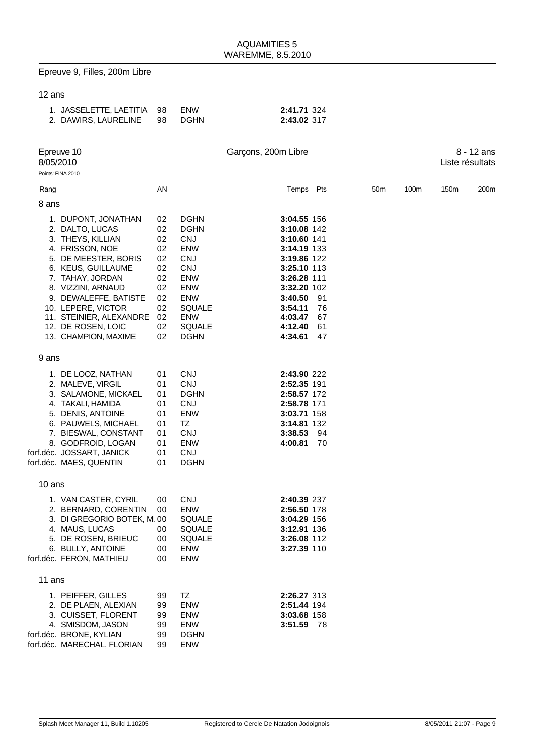AQUAMITIES 5
WAREMME, 8.5.2010

## Epreuve 9, Filles, 200m Libre

### 12 ans

| Rang | Nom | AN | Club | Temps | Pts |
|---|---|---|---|---|---|
| 1. | JASSELETTE, LAETITIA | 98 | ENW | **2:41.71** | 324 |
| 2. | DAWIRS, LAURELINE | 98 | DGHN | **2:43.02** | 317 |

## Epreuve 10 — Garçons, 200m Libre — 8 - 12 ans

8/05/2010 — Liste résultats

Points: FINA 2010

### 8 ans

| Rang | Nom | AN | Club | Temps | Pts | 50m | 100m | 150m | 200m |
|---|---|---|---|---|---|---|---|---|---|
| 1. | DUPONT, JONATHAN | 02 | DGHN | **3:04.55** | 156 | | | | |
| 2. | DALTO, LUCAS | 02 | DGHN | **3:10.08** | 142 | | | | |
| 3. | THEYS, KILLIAN | 02 | CNJ | **3:10.60** | 141 | | | | |
| 4. | FRISSON, NOE | 02 | ENW | **3:14.19** | 133 | | | | |
| 5. | DE MEESTER, BORIS | 02 | CNJ | **3:19.86** | 122 | | | | |
| 6. | KEUS, GUILLAUME | 02 | CNJ | **3:25.10** | 113 | | | | |
| 7. | TAHAY, JORDAN | 02 | ENW | **3:26.28** | 111 | | | | |
| 8. | VIZZINI, ARNAUD | 02 | ENW | **3:32.20** | 102 | | | | |
| 9. | DEWALEFFE, BATISTE | 02 | ENW | **3:40.50** | 91 | | | | |
| 10. | LEPERE, VICTOR | 02 | SQUALE | **3:54.11** | 76 | | | | |
| 11. | STEINIER, ALEXANDRE | 02 | ENW | **4:03.47** | 67 | | | | |
| 12. | DE ROSEN, LOIC | 02 | SQUALE | **4:12.40** | 61 | | | | |
| 13. | CHAMPION, MAXIME | 02 | DGHN | **4:34.61** | 47 | | | | |

### 9 ans

| Rang | Nom | AN | Club | Temps | Pts | 50m | 100m | 150m | 200m |
|---|---|---|---|---|---|---|---|---|---|
| 1. | DE LOOZ, NATHAN | 01 | CNJ | **2:43.90** | 222 | | | | |
| 2. | MALEVE, VIRGIL | 01 | CNJ | **2:52.35** | 191 | | | | |
| 3. | SALAMONE, MICKAEL | 01 | DGHN | **2:58.57** | 172 | | | | |
| 4. | TAKALI, HAMIDA | 01 | CNJ | **2:58.78** | 171 | | | | |
| 5. | DENIS, ANTOINE | 01 | ENW | **3:03.71** | 158 | | | | |
| 6. | PAUWELS, MICHAEL | 01 | TZ | **3:14.81** | 132 | | | | |
| 7. | BIESWAL, CONSTANT | 01 | CNJ | **3:38.53** | 94 | | | | |
| 8. | GODFROID, LOGAN | 01 | ENW | **4:00.81** | 70 | | | | |
| forf.déc. | JOSSART, JANICK | 01 | CNJ | | | | | | |
| forf.déc. | MAES, QUENTIN | 01 | DGHN | | | | | | |

### 10 ans

| Rang | Nom | AN | Club | Temps | Pts | 50m | 100m | 150m | 200m |
|---|---|---|---|---|---|---|---|---|---|
| 1. | VAN CASTER, CYRIL | 00 | CNJ | **2:40.39** | 237 | | | | |
| 2. | BERNARD, CORENTIN | 00 | ENW | **2:56.50** | 178 | | | | |
| 3. | DI GREGORIO BOTEK, M. | 00 | SQUALE | **3:04.29** | 156 | | | | |
| 4. | MAUS, LUCAS | 00 | SQUALE | **3:12.91** | 136 | | | | |
| 5. | DE ROSEN, BRIEUC | 00 | SQUALE | **3:26.08** | 112 | | | | |
| 6. | BULLY, ANTOINE | 00 | ENW | **3:27.39** | 110 | | | | |
| forf.déc. | FERON, MATHIEU | 00 | ENW | | | | | | |

### 11 ans

| Rang | Nom | AN | Club | Temps | Pts | 50m | 100m | 150m | 200m |
|---|---|---|---|---|---|---|---|---|---|
| 1. | PEIFFER, GILLES | 99 | TZ | **2:26.27** | 313 | | | | |
| 2. | DE PLAEN, ALEXIAN | 99 | ENW | **2:51.44** | 194 | | | | |
| 3. | CUISSET, FLORENT | 99 | ENW | **3:03.68** | 158 | | | | |
| 4. | SMISDOM, JASON | 99 | ENW | **3:51.59** | 78 | | | | |
| forf.déc. | BRONE, KYLIAN | 99 | DGHN | | | | | | |
| forf.déc. | MARECHAL, FLORIAN | 99 | ENW | | | | | | |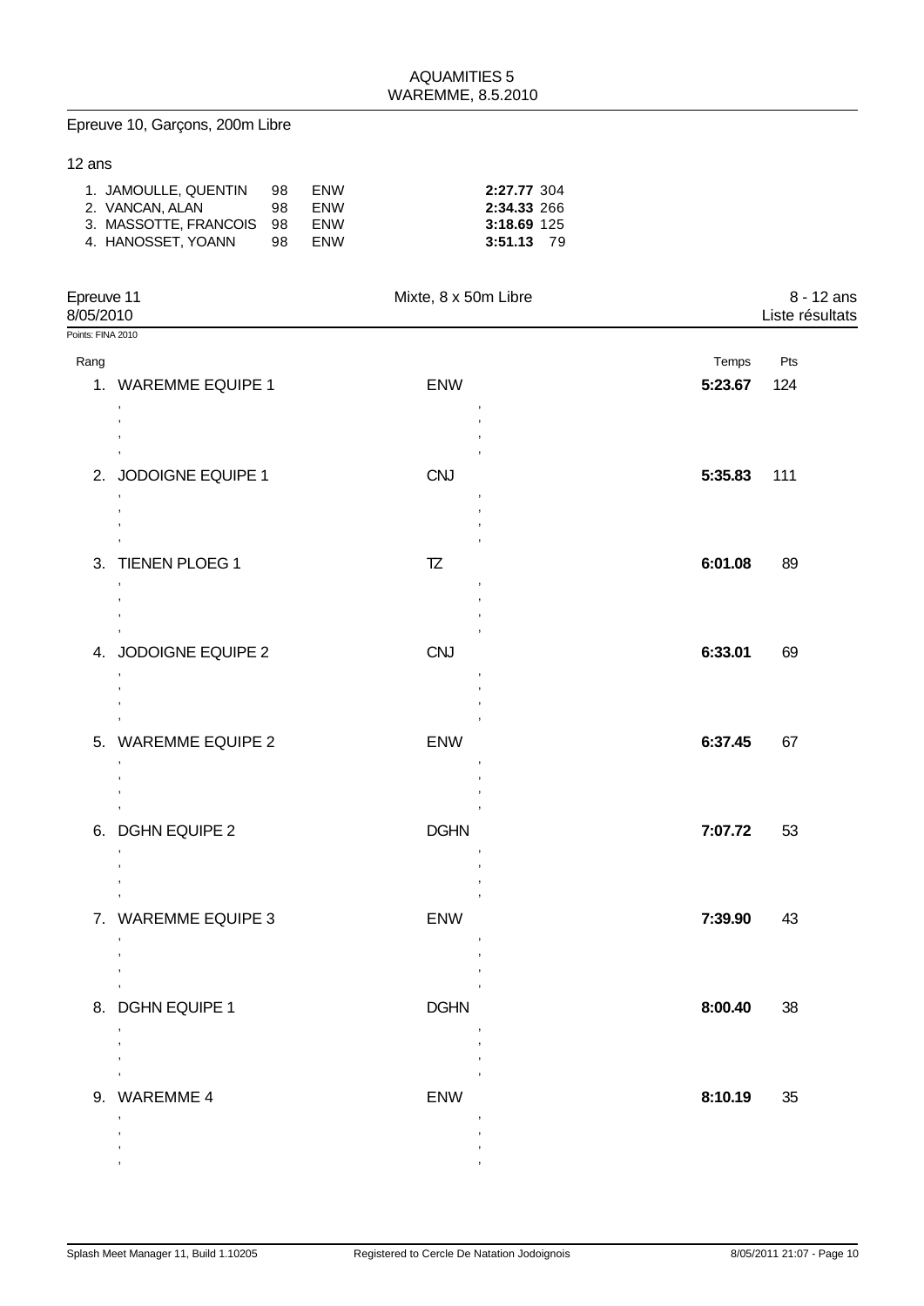Epreuve 10, Garçons, 200m Libre

12 ans

| | | | | |
|---|---|---|---|---|
| 1. JAMOULLE, QUENTIN | 98 | ENW | **2:27.77** | 304 |
| 2. VANCAN, ALAN | 98 | ENW | **2:34.33** | 266 |
| 3. MASSOTTE, FRANCOIS | 98 | ENW | **3:18.69** | 125 |
| 4. HANOSSET, YOANN | 98 | ENW | **3:51.13** | 79 |

Epreuve 11 — Mixte, 8 x 50m Libre — 8 - 12 ans

8/05/2010 — Liste résultats

Points: FINA 2010

| Rang | | | Temps | Pts |
|---|---|---|---|---|
| 1. | WAREMME EQUIPE 1 | ENW | **5:23.67** | 124 |
| 2. | JODOIGNE EQUIPE 1 | CNJ | **5:35.83** | 111 |
| 3. | TIENEN PLOEG 1 | TZ | **6:01.08** | 89 |
| 4. | JODOIGNE EQUIPE 2 | CNJ | **6:33.01** | 69 |
| 5. | WAREMME EQUIPE 2 | ENW | **6:37.45** | 67 |
| 6. | DGHN EQUIPE 2 | DGHN | **7:07.72** | 53 |
| 7. | WAREMME EQUIPE 3 | ENW | **7:39.90** | 43 |
| 8. | DGHN EQUIPE 1 | DGHN | **8:00.40** | 38 |
| 9. | WAREMME 4 | ENW | **8:10.19** | 35 |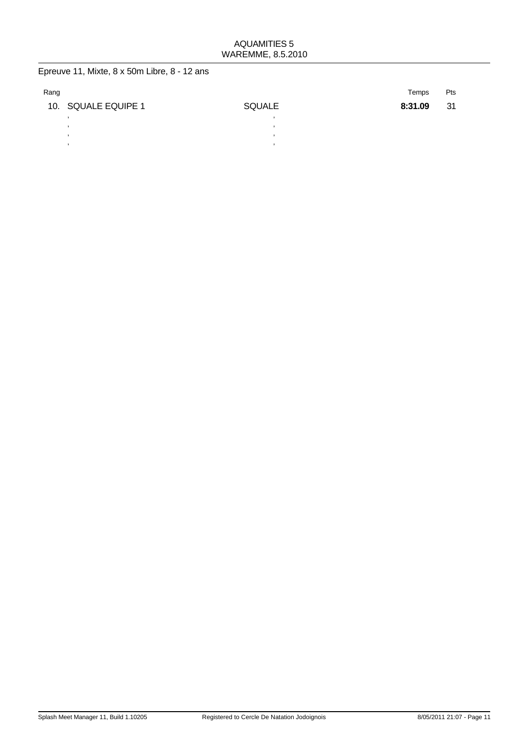Epreuve 11, Mixte, 8 x 50m Libre, 8 - 12 ans

| Rang | | | Temps | Pts |
|---|---|---|---|---|
| 10. | SQUALE EQUIPE 1 | SQUALE | **8:31.09** | 31 |
| | , | , | | |
| | , | , | | |
| | , | , | | |
| | , | , | | |